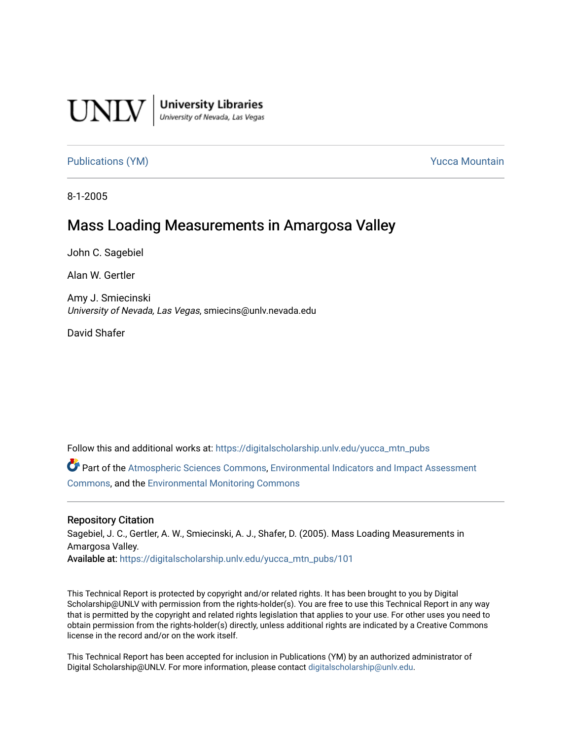UNLV | University Libraries
University of Nevada, Las Vegas

Publications (YM) | Yucca Mountain

8-1-2005

# Mass Loading Measurements in Amargosa Valley

John C. Sagebiel

Alan W. Gertler

Amy J. Smiecinski
*University of Nevada, Las Vegas*, smiecins@unlv.nevada.edu

David Shafer

Follow this and additional works at: https://digitalscholarship.unlv.edu/yucca_mtn_pubs

Part of the Atmospheric Sciences Commons, Environmental Indicators and Impact Assessment Commons, and the Environmental Monitoring Commons

## Repository Citation

Sagebiel, J. C., Gertler, A. W., Smiecinski, A. J., Shafer, D. (2005). Mass Loading Measurements in Amargosa Valley.
**Available at:** https://digitalscholarship.unlv.edu/yucca_mtn_pubs/101

This Technical Report is protected by copyright and/or related rights. It has been brought to you by Digital Scholarship@UNLV with permission from the rights-holder(s). You are free to use this Technical Report in any way that is permitted by the copyright and related rights legislation that applies to your use. For other uses you need to obtain permission from the rights-holder(s) directly, unless additional rights are indicated by a Creative Commons license in the record and/or on the work itself.

This Technical Report has been accepted for inclusion in Publications (YM) by an authorized administrator of Digital Scholarship@UNLV. For more information, please contact digitalscholarship@unlv.edu.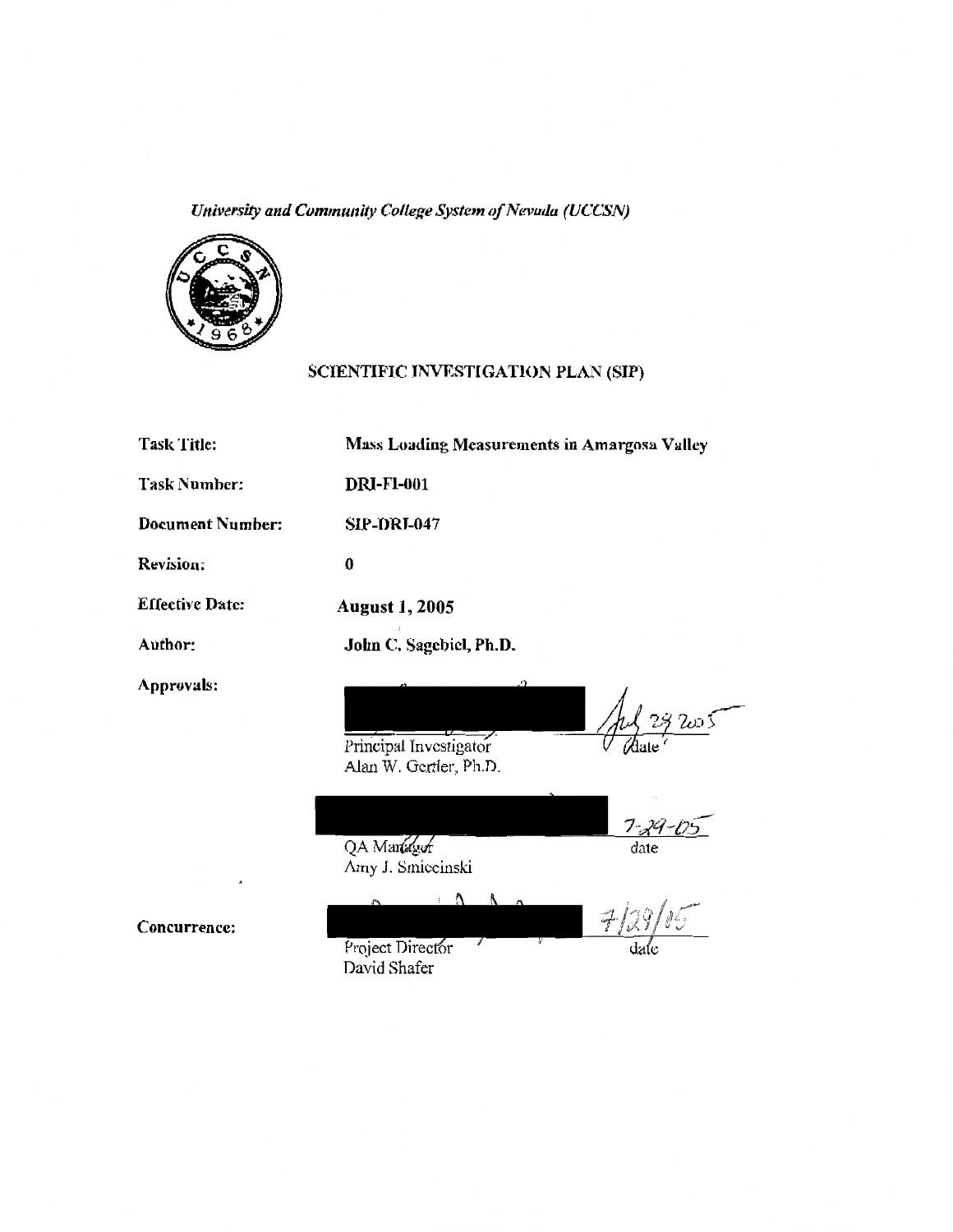*University and Community College System of Nevada (UCCSN)*

## SCIENTIFIC INVESTIGATION PLAN (SIP)

| | |
|---|---|
| **Task Title:** | **Mass Loading Measurements in Amargosa Valley** |
| **Task Number:** | **DRI-FI-001** |
| **Document Number:** | **SIP-DRI-047** |
| **Revision:** | **0** |
| **Effective Date:** | **August 1, 2005** |
| **Author:** | **John C. Sagebiel, Ph.D.** |

**Approvals:**

Principal Investigator
Alan W. Gertler, Ph.D. — Jul 29 2005 (date)

QA Manager
Amy J. Smiecinski — 7-29-05 (date)

**Concurrence:**

Project Director
David Shafer — 7/29/05 (date)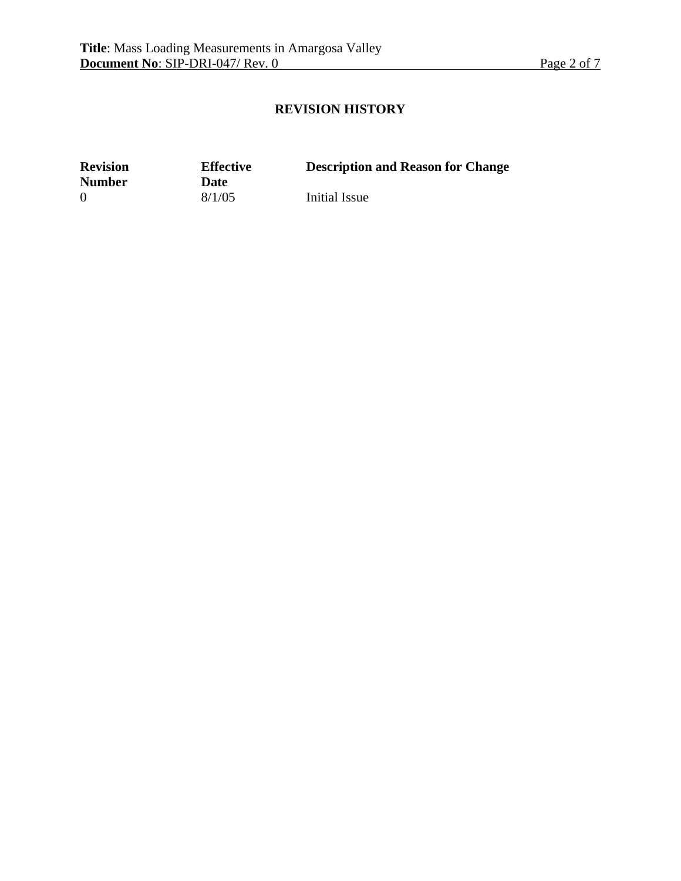## REVISION HISTORY

| Revision Number | Effective Date | Description and Reason for Change |
|---|---|---|
| 0 | 8/1/05 | Initial Issue |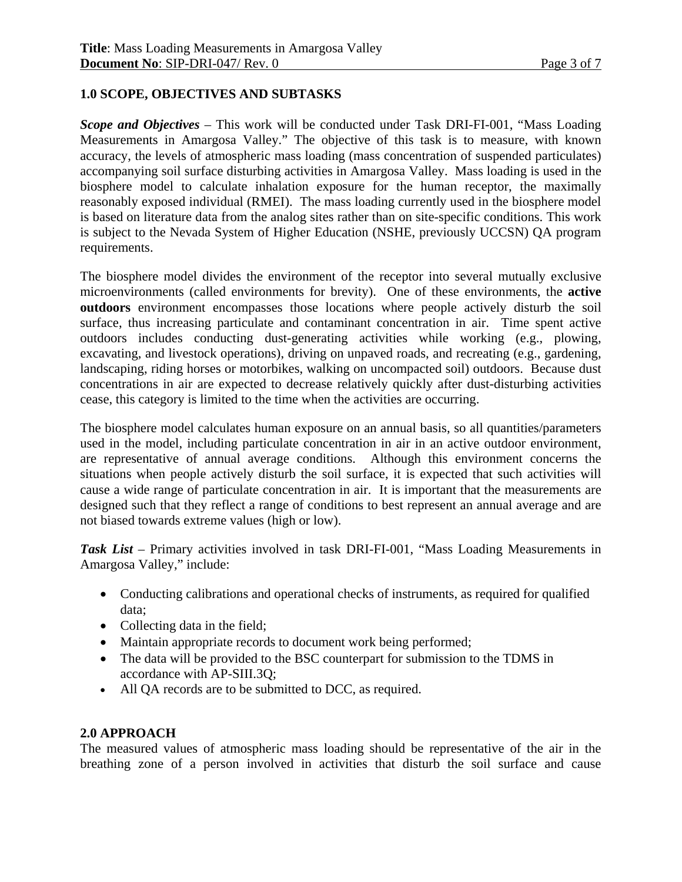## 1.0 SCOPE, OBJECTIVES AND SUBTASKS

***Scope and Objectives*** – This work will be conducted under Task DRI-FI-001, "Mass Loading Measurements in Amargosa Valley." The objective of this task is to measure, with known accuracy, the levels of atmospheric mass loading (mass concentration of suspended particulates) accompanying soil surface disturbing activities in Amargosa Valley. Mass loading is used in the biosphere model to calculate inhalation exposure for the human receptor, the maximally reasonably exposed individual (RMEI). The mass loading currently used in the biosphere model is based on literature data from the analog sites rather than on site-specific conditions. This work is subject to the Nevada System of Higher Education (NSHE, previously UCCSN) QA program requirements.

The biosphere model divides the environment of the receptor into several mutually exclusive microenvironments (called environments for brevity). One of these environments, the **active outdoors** environment encompasses those locations where people actively disturb the soil surface, thus increasing particulate and contaminant concentration in air. Time spent active outdoors includes conducting dust-generating activities while working (e.g., plowing, excavating, and livestock operations), driving on unpaved roads, and recreating (e.g., gardening, landscaping, riding horses or motorbikes, walking on uncompacted soil) outdoors. Because dust concentrations in air are expected to decrease relatively quickly after dust-disturbing activities cease, this category is limited to the time when the activities are occurring.

The biosphere model calculates human exposure on an annual basis, so all quantities/parameters used in the model, including particulate concentration in air in an active outdoor environment, are representative of annual average conditions. Although this environment concerns the situations when people actively disturb the soil surface, it is expected that such activities will cause a wide range of particulate concentration in air. It is important that the measurements are designed such that they reflect a range of conditions to best represent an annual average and are not biased towards extreme values (high or low).

***Task List*** – Primary activities involved in task DRI-FI-001, "Mass Loading Measurements in Amargosa Valley," include:

- Conducting calibrations and operational checks of instruments, as required for qualified data;
- Collecting data in the field;
- Maintain appropriate records to document work being performed;
- The data will be provided to the BSC counterpart for submission to the TDMS in accordance with AP-SIII.3Q;
- All QA records are to be submitted to DCC, as required.

## 2.0 APPROACH

The measured values of atmospheric mass loading should be representative of the air in the breathing zone of a person involved in activities that disturb the soil surface and cause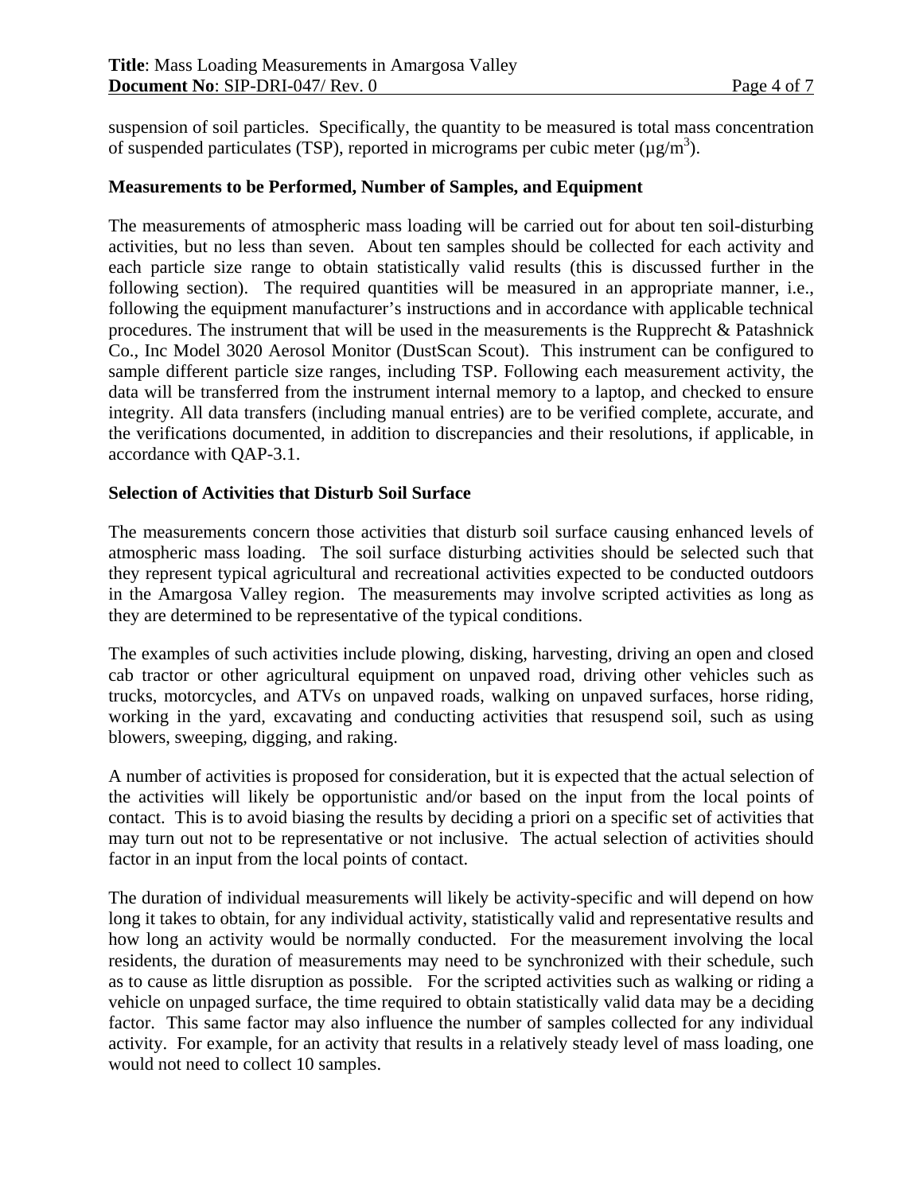suspension of soil particles. Specifically, the quantity to be measured is total mass concentration of suspended particulates (TSP), reported in micrograms per cubic meter ($\mu g/m^3$).

**Measurements to be Performed, Number of Samples, and Equipment**

The measurements of atmospheric mass loading will be carried out for about ten soil-disturbing activities, but no less than seven. About ten samples should be collected for each activity and each particle size range to obtain statistically valid results (this is discussed further in the following section). The required quantities will be measured in an appropriate manner, i.e., following the equipment manufacturer's instructions and in accordance with applicable technical procedures. The instrument that will be used in the measurements is the Rupprecht & Patashnick Co., Inc Model 3020 Aerosol Monitor (DustScan Scout). This instrument can be configured to sample different particle size ranges, including TSP. Following each measurement activity, the data will be transferred from the instrument internal memory to a laptop, and checked to ensure integrity. All data transfers (including manual entries) are to be verified complete, accurate, and the verifications documented, in addition to discrepancies and their resolutions, if applicable, in accordance with QAP-3.1.

**Selection of Activities that Disturb Soil Surface**

The measurements concern those activities that disturb soil surface causing enhanced levels of atmospheric mass loading. The soil surface disturbing activities should be selected such that they represent typical agricultural and recreational activities expected to be conducted outdoors in the Amargosa Valley region. The measurements may involve scripted activities as long as they are determined to be representative of the typical conditions.

The examples of such activities include plowing, disking, harvesting, driving an open and closed cab tractor or other agricultural equipment on unpaved road, driving other vehicles such as trucks, motorcycles, and ATVs on unpaved roads, walking on unpaved surfaces, horse riding, working in the yard, excavating and conducting activities that resuspend soil, such as using blowers, sweeping, digging, and raking.

A number of activities is proposed for consideration, but it is expected that the actual selection of the activities will likely be opportunistic and/or based on the input from the local points of contact. This is to avoid biasing the results by deciding a priori on a specific set of activities that may turn out not to be representative or not inclusive. The actual selection of activities should factor in an input from the local points of contact.

The duration of individual measurements will likely be activity-specific and will depend on how long it takes to obtain, for any individual activity, statistically valid and representative results and how long an activity would be normally conducted. For the measurement involving the local residents, the duration of measurements may need to be synchronized with their schedule, such as to cause as little disruption as possible. For the scripted activities such as walking or riding a vehicle on unpaged surface, the time required to obtain statistically valid data may be a deciding factor. This same factor may also influence the number of samples collected for any individual activity. For example, for an activity that results in a relatively steady level of mass loading, one would not need to collect 10 samples.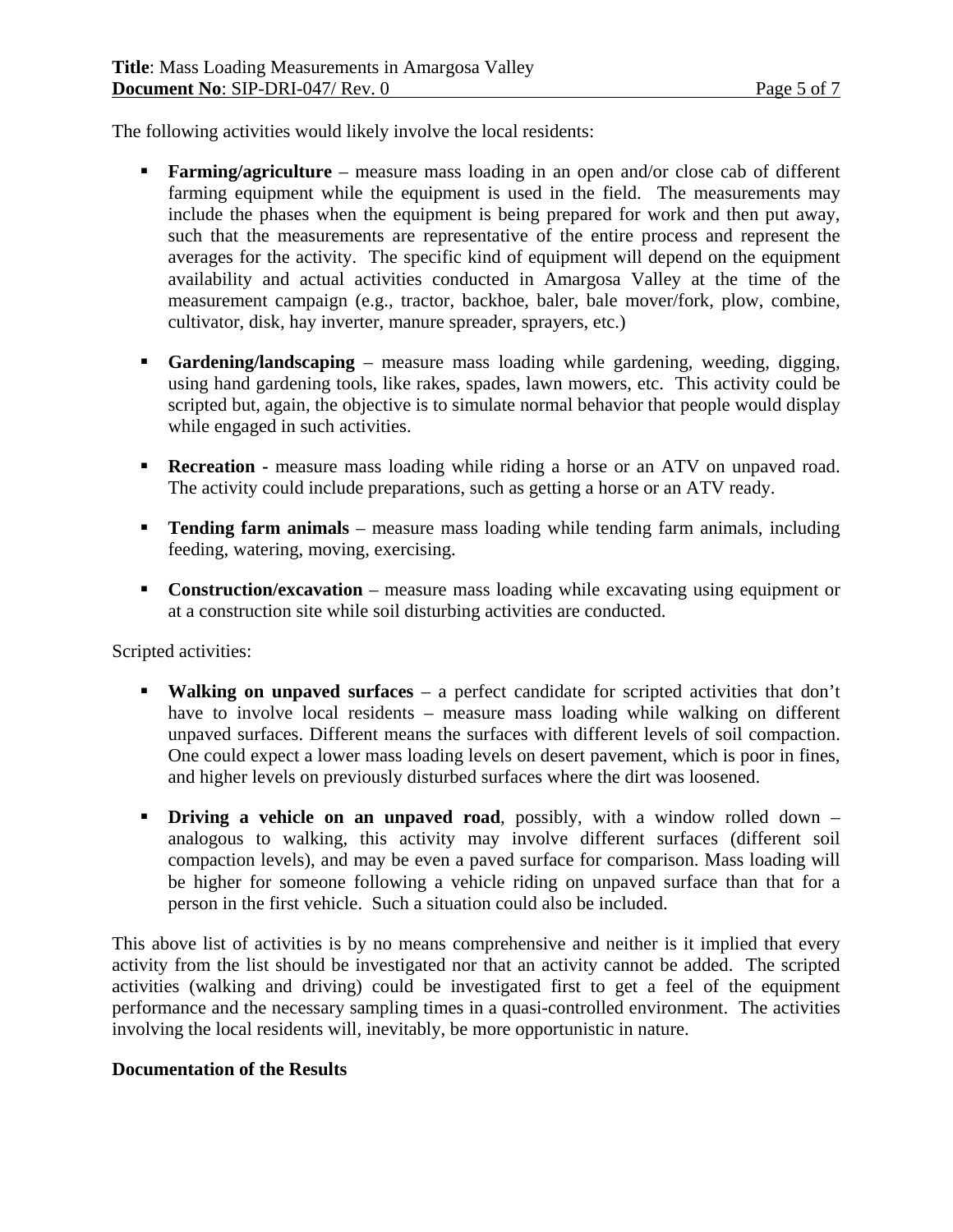The following activities would likely involve the local residents:

- **Farming/agriculture** – measure mass loading in an open and/or close cab of different farming equipment while the equipment is used in the field. The measurements may include the phases when the equipment is being prepared for work and then put away, such that the measurements are representative of the entire process and represent the averages for the activity. The specific kind of equipment will depend on the equipment availability and actual activities conducted in Amargosa Valley at the time of the measurement campaign (e.g., tractor, backhoe, baler, bale mover/fork, plow, combine, cultivator, disk, hay inverter, manure spreader, sprayers, etc.)

- **Gardening/landscaping** – measure mass loading while gardening, weeding, digging, using hand gardening tools, like rakes, spades, lawn mowers, etc. This activity could be scripted but, again, the objective is to simulate normal behavior that people would display while engaged in such activities.

- **Recreation** - measure mass loading while riding a horse or an ATV on unpaved road. The activity could include preparations, such as getting a horse or an ATV ready.

- **Tending farm animals** – measure mass loading while tending farm animals, including feeding, watering, moving, exercising.

- **Construction/excavation** – measure mass loading while excavating using equipment or at a construction site while soil disturbing activities are conducted.

Scripted activities:

- **Walking on unpaved surfaces** – a perfect candidate for scripted activities that don't have to involve local residents – measure mass loading while walking on different unpaved surfaces. Different means the surfaces with different levels of soil compaction. One could expect a lower mass loading levels on desert pavement, which is poor in fines, and higher levels on previously disturbed surfaces where the dirt was loosened.

- **Driving a vehicle on an unpaved road**, possibly, with a window rolled down – analogous to walking, this activity may involve different surfaces (different soil compaction levels), and may be even a paved surface for comparison. Mass loading will be higher for someone following a vehicle riding on unpaved surface than that for a person in the first vehicle. Such a situation could also be included.

This above list of activities is by no means comprehensive and neither is it implied that every activity from the list should be investigated nor that an activity cannot be added. The scripted activities (walking and driving) could be investigated first to get a feel of the equipment performance and the necessary sampling times in a quasi-controlled environment. The activities involving the local residents will, inevitably, be more opportunistic in nature.

**Documentation of the Results**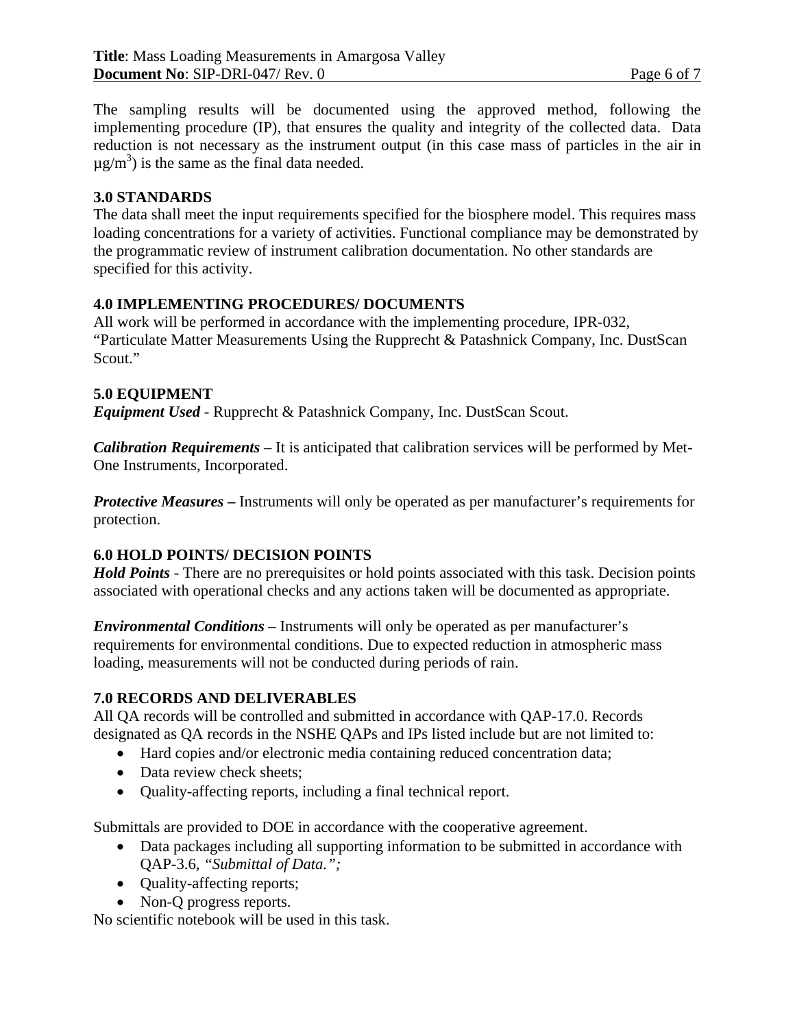The sampling results will be documented using the approved method, following the implementing procedure (IP), that ensures the quality and integrity of the collected data. Data reduction is not necessary as the instrument output (in this case mass of particles in the air in $\mu g/m^3$) is the same as the final data needed.

## 3.0 STANDARDS

The data shall meet the input requirements specified for the biosphere model. This requires mass loading concentrations for a variety of activities. Functional compliance may be demonstrated by the programmatic review of instrument calibration documentation. No other standards are specified for this activity.

## 4.0 IMPLEMENTING PROCEDURES/ DOCUMENTS

All work will be performed in accordance with the implementing procedure, IPR-032, "Particulate Matter Measurements Using the Rupprecht & Patashnick Company, Inc. DustScan Scout."

## 5.0 EQUIPMENT

***Equipment Used*** - Rupprecht & Patashnick Company, Inc. DustScan Scout.

***Calibration Requirements*** – It is anticipated that calibration services will be performed by Met-One Instruments, Incorporated.

***Protective Measures*** **–** Instruments will only be operated as per manufacturer's requirements for protection.

## 6.0 HOLD POINTS/ DECISION POINTS

***Hold Points*** - There are no prerequisites or hold points associated with this task. Decision points associated with operational checks and any actions taken will be documented as appropriate.

***Environmental Conditions*** – Instruments will only be operated as per manufacturer's requirements for environmental conditions. Due to expected reduction in atmospheric mass loading, measurements will not be conducted during periods of rain.

## 7.0 RECORDS AND DELIVERABLES

All QA records will be controlled and submitted in accordance with QAP-17.0. Records designated as QA records in the NSHE QAPs and IPs listed include but are not limited to:

- Hard copies and/or electronic media containing reduced concentration data;
- Data review check sheets;
- Quality-affecting reports, including a final technical report.

Submittals are provided to DOE in accordance with the cooperative agreement.

- Data packages including all supporting information to be submitted in accordance with QAP-3.6, *"Submittal of Data.";*
- Quality-affecting reports;
- Non-Q progress reports.

No scientific notebook will be used in this task.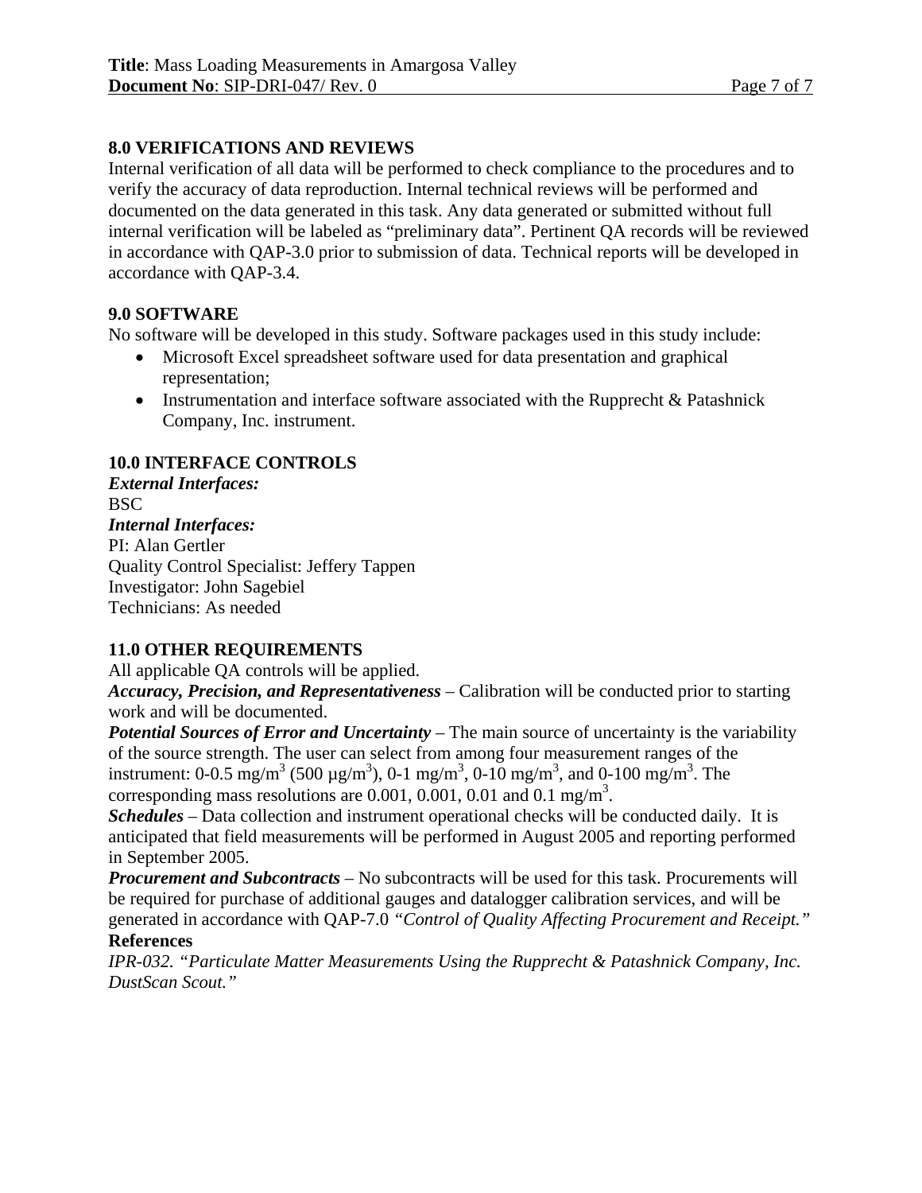## 8.0 VERIFICATIONS AND REVIEWS

Internal verification of all data will be performed to check compliance to the procedures and to verify the accuracy of data reproduction. Internal technical reviews will be performed and documented on the data generated in this task. Any data generated or submitted without full internal verification will be labeled as "preliminary data". Pertinent QA records will be reviewed in accordance with QAP-3.0 prior to submission of data. Technical reports will be developed in accordance with QAP-3.4.

## 9.0 SOFTWARE

No software will be developed in this study. Software packages used in this study include:

- Microsoft Excel spreadsheet software used for data presentation and graphical representation;
- Instrumentation and interface software associated with the Rupprecht & Patashnick Company, Inc. instrument.

## 10.0 INTERFACE CONTROLS

***External Interfaces:***

BSC

***Internal Interfaces:***

PI: Alan Gertler
Quality Control Specialist: Jeffery Tappen
Investigator: John Sagebiel
Technicians: As needed

## 11.0 OTHER REQUIREMENTS

All applicable QA controls will be applied.

***Accuracy, Precision, and Representativeness*** – Calibration will be conducted prior to starting work and will be documented.

***Potential Sources of Error and Uncertainty*** – The main source of uncertainty is the variability of the source strength. The user can select from among four measurement ranges of the instrument: 0-0.5 $mg/m^3$ (500 $\mu g/m^3$), 0-1 $mg/m^3$, 0-10 $mg/m^3$, and 0-100 $mg/m^3$. The corresponding mass resolutions are 0.001, 0.001, 0.01 and 0.1 $mg/m^3$.

***Schedules*** – Data collection and instrument operational checks will be conducted daily. It is anticipated that field measurements will be performed in August 2005 and reporting performed in September 2005.

***Procurement and Subcontracts*** – No subcontracts will be used for this task. Procurements will be required for purchase of additional gauges and datalogger calibration services, and will be generated in accordance with QAP-7.0 *"Control of Quality Affecting Procurement and Receipt."*

**References**

*IPR-032. "Particulate Matter Measurements Using the Rupprecht & Patashnick Company, Inc. DustScan Scout."*